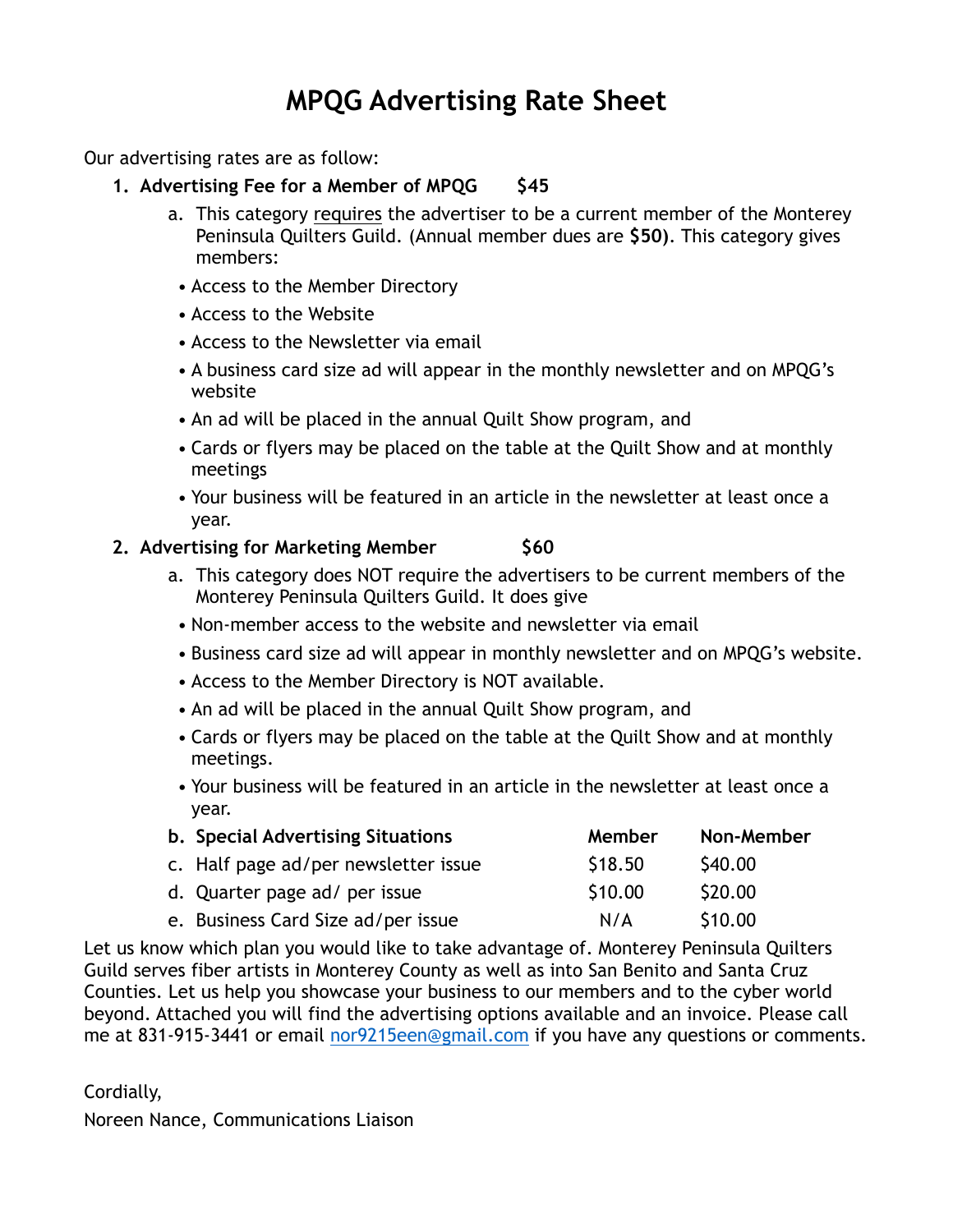# MPQG Advertising Rate Sheet

Our advertising rates are as follow:

1. **Advertising Fee for a Member of MPQG $45**
   a. This category requires the advertiser to be a current member of the Monterey Peninsula Quilters Guild. (Annual member dues are **$50)**. This category gives members:
   - Access to the Member Directory
   - Access to the Website
   - Access to the Newsletter via email
   - A business card size ad will appear in the monthly newsletter and on MPQG's website
   - An ad will be placed in the annual Quilt Show program, and
   - Cards or flyers may be placed on the table at the Quilt Show and at monthly meetings
   - Your business will be featured in an article in the newsletter at least once a year.

2. **Advertising for Marketing Member $60**
   a. This category does NOT require the advertisers to be current members of the Monterey Peninsula Quilters Guild. It does give
   - Non-member access to the website and newsletter via email
   - Business card size ad will appear in monthly newsletter and on MPQG's website.
   - Access to the Member Directory is NOT available.
   - An ad will be placed in the annual Quilt Show program, and
   - Cards or flyers may be placed on the table at the Quilt Show and at monthly meetings.
   - Your business will be featured in an article in the newsletter at least once a year.

| b. **Special Advertising Situations** | **Member** | **Non-Member** |
|---|---|---|
| c. Half page ad/per newsletter issue | $18.50 | $40.00 |
| d. Quarter page ad/ per issue | $10.00 | $20.00 |
| e. Business Card Size ad/per issue | N/A | $10.00 |

Let us know which plan you would like to take advantage of. Monterey Peninsula Quilters Guild serves fiber artists in Monterey County as well as into San Benito and Santa Cruz Counties. Let us help you showcase your business to our members and to the cyber world beyond. Attached you will find the advertising options available and an invoice. Please call me at 831-915-3441 or email nor9215een@gmail.com if you have any questions or comments.

Cordially,

Noreen Nance, Communications Liaison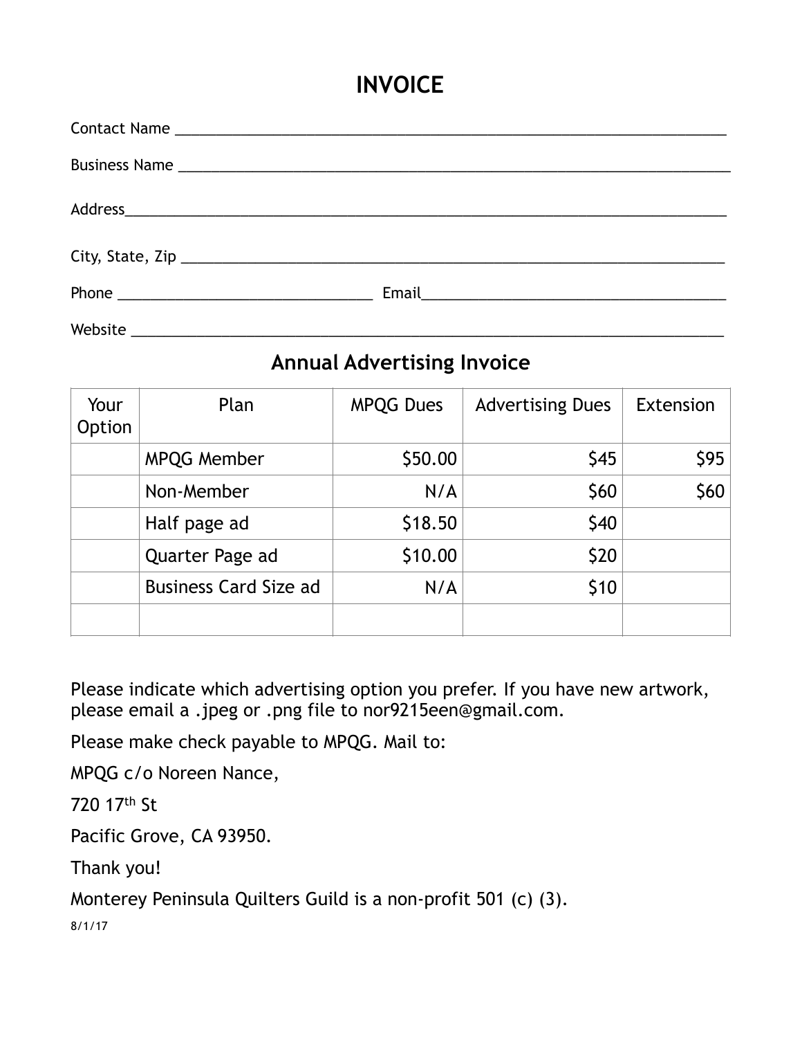# INVOICE

Contact Name ___________________________________________________________________

Business Name __________________________________________________________________

Address________________________________________________________________________

City, State, Zip _______________________________________________________________

Phone ______________________________ Email____________________________________

Website _______________________________________________________________________

## Annual Advertising Invoice

| Your Option | Plan | MPQG Dues | Advertising Dues | Extension |
|---|---|---|---|---|
| | MPQG Member | $50.00 | $45 | $95 |
| | Non-Member | N/A | $60 | $60 |
| | Half page ad | $18.50 | $40 | |
| | Quarter Page ad | $10.00 | $20 | |
| | Business Card Size ad | N/A | $10 | |
| | | | | |

Please indicate which advertising option you prefer. If you have new artwork, please email a .jpeg or .png file to nor9215een@gmail.com.

Please make check payable to MPQG. Mail to:

MPQG c/o Noreen Nance,

720 17th St

Pacific Grove, CA 93950.

Thank you!

Monterey Peninsula Quilters Guild is a non-profit 501 (c) (3).

8/1/17